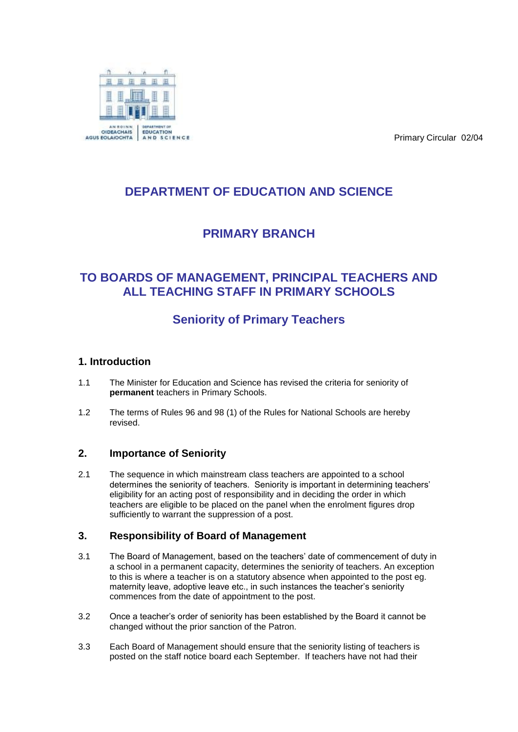Primary Circular 02/04

# DEPARTMENT OF EDUCATION AND SCIENCE

## PRIMARY BRANCH

## TO BOARDS OF MANAGEMENT, PRINCIPAL TEACHERS AND ALL TEACHING STAFF IN PRIMARY SCHOOLS

## Seniority of Primary Teachers

### 1. Introduction

1.1 The Minister for Education and Science has revised the criteria for seniority of **permanent** teachers in Primary Schools.

1.2 The terms of Rules 96 and 98 (1) of the Rules for National Schools are hereby revised.

### 2. Importance of Seniority

2.1 The sequence in which mainstream class teachers are appointed to a school determines the seniority of teachers. Seniority is important in determining teachers' eligibility for an acting post of responsibility and in deciding the order in which teachers are eligible to be placed on the panel when the enrolment figures drop sufficiently to warrant the suppression of a post.

### 3. Responsibility of Board of Management

3.1 The Board of Management, based on the teachers' date of commencement of duty in a school in a permanent capacity, determines the seniority of teachers. An exception to this is where a teacher is on a statutory absence when appointed to the post eg. maternity leave, adoptive leave etc., in such instances the teacher's seniority commences from the date of appointment to the post.

3.2 Once a teacher's order of seniority has been established by the Board it cannot be changed without the prior sanction of the Patron.

3.3 Each Board of Management should ensure that the seniority listing of teachers is posted on the staff notice board each September. If teachers have not had their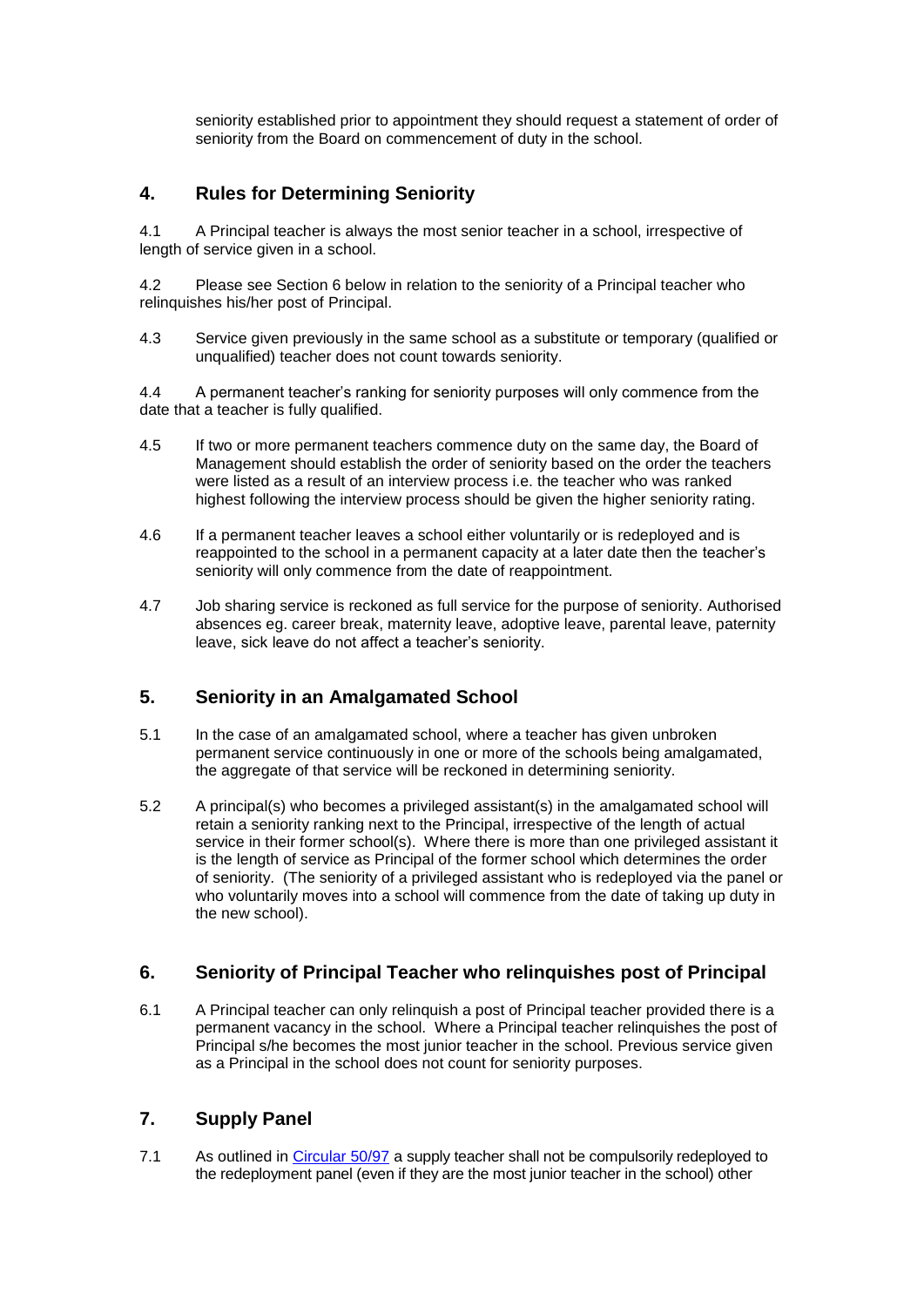seniority established prior to appointment they should request a statement of order of seniority from the Board on commencement of duty in the school.

## 4. Rules for Determining Seniority

4.1 A Principal teacher is always the most senior teacher in a school, irrespective of length of service given in a school.

4.2 Please see Section 6 below in relation to the seniority of a Principal teacher who relinquishes his/her post of Principal.

4.3 Service given previously in the same school as a substitute or temporary (qualified or unqualified) teacher does not count towards seniority.

4.4 A permanent teacher's ranking for seniority purposes will only commence from the date that a teacher is fully qualified.

4.5 If two or more permanent teachers commence duty on the same day, the Board of Management should establish the order of seniority based on the order the teachers were listed as a result of an interview process i.e. the teacher who was ranked highest following the interview process should be given the higher seniority rating.

4.6 If a permanent teacher leaves a school either voluntarily or is redeployed and is reappointed to the school in a permanent capacity at a later date then the teacher's seniority will only commence from the date of reappointment.

4.7 Job sharing service is reckoned as full service for the purpose of seniority. Authorised absences eg. career break, maternity leave, adoptive leave, parental leave, paternity leave, sick leave do not affect a teacher's seniority.

## 5. Seniority in an Amalgamated School

5.1 In the case of an amalgamated school, where a teacher has given unbroken permanent service continuously in one or more of the schools being amalgamated, the aggregate of that service will be reckoned in determining seniority.

5.2 A principal(s) who becomes a privileged assistant(s) in the amalgamated school will retain a seniority ranking next to the Principal, irrespective of the length of actual service in their former school(s). Where there is more than one privileged assistant it is the length of service as Principal of the former school which determines the order of seniority. (The seniority of a privileged assistant who is redeployed via the panel or who voluntarily moves into a school will commence from the date of taking up duty in the new school).

## 6. Seniority of Principal Teacher who relinquishes post of Principal

6.1 A Principal teacher can only relinquish a post of Principal teacher provided there is a permanent vacancy in the school. Where a Principal teacher relinquishes the post of Principal s/he becomes the most junior teacher in the school. Previous service given as a Principal in the school does not count for seniority purposes.

## 7. Supply Panel

7.1 As outlined in Circular 50/97 a supply teacher shall not be compulsorily redeployed to the redeployment panel (even if they are the most junior teacher in the school) other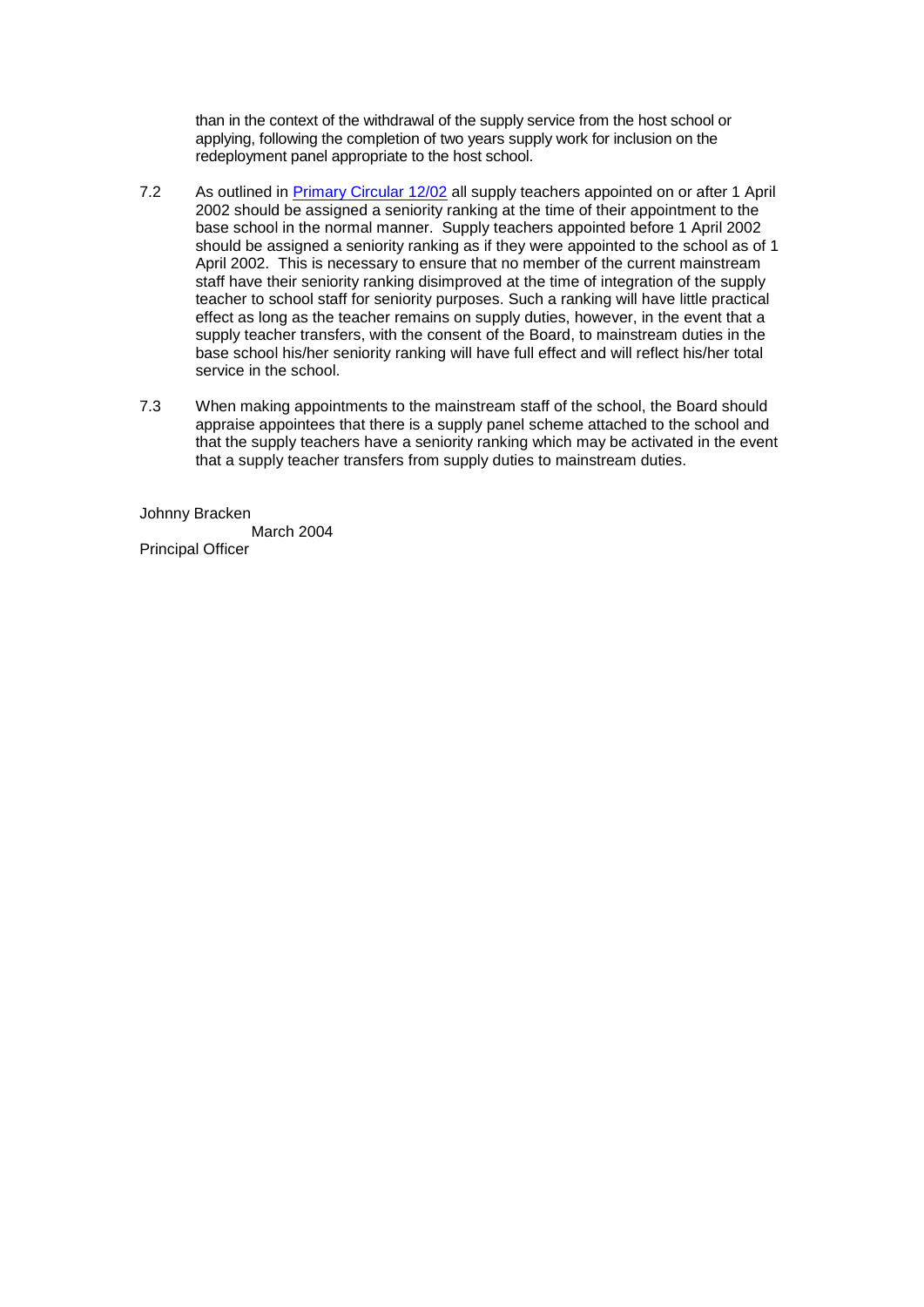than in the context of the withdrawal of the supply service from the host school or applying, following the completion of two years supply work for inclusion on the redeployment panel appropriate to the host school.

7.2 As outlined in Primary Circular 12/02 all supply teachers appointed on or after 1 April 2002 should be assigned a seniority ranking at the time of their appointment to the base school in the normal manner. Supply teachers appointed before 1 April 2002 should be assigned a seniority ranking as if they were appointed to the school as of 1 April 2002. This is necessary to ensure that no member of the current mainstream staff have their seniority ranking disimproved at the time of integration of the supply teacher to school staff for seniority purposes. Such a ranking will have little practical effect as long as the teacher remains on supply duties, however, in the event that a supply teacher transfers, with the consent of the Board, to mainstream duties in the base school his/her seniority ranking will have full effect and will reflect his/her total service in the school.

7.3 When making appointments to the mainstream staff of the school, the Board should appraise appointees that there is a supply panel scheme attached to the school and that the supply teachers have a seniority ranking which may be activated in the event that a supply teacher transfers from supply duties to mainstream duties.

Johnny Bracken
March 2004
Principal Officer